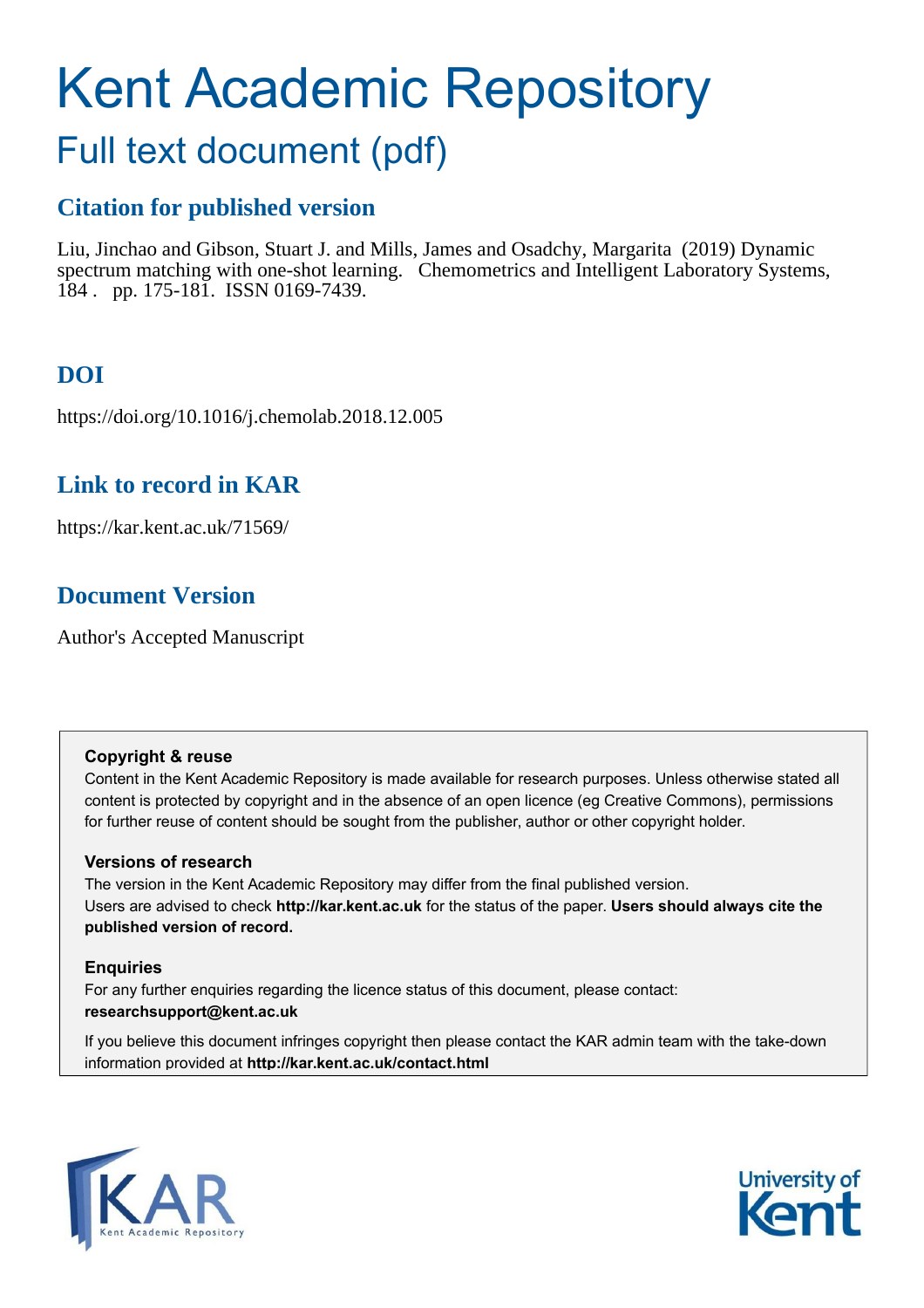# Kent Academic Repository

## Full text document (pdf)

### Citation for published version

Liu, Jinchao and Gibson, Stuart J. and Mills, James and Osadchy, Margarita (2019) Dynamic spectrum matching with one-shot learning. Chemometrics and Intelligent Laboratory Systems, 184 . pp. 175-181. ISSN 0169-7439.

### DOI

https://doi.org/10.1016/j.chemolab.2018.12.005

### Link to record in KAR

https://kar.kent.ac.uk/71569/

### Document Version

Author's Accepted Manuscript

**Copyright & reuse**

Content in the Kent Academic Repository is made available for research purposes. Unless otherwise stated all content is protected by copyright and in the absence of an open licence (eg Creative Commons), permissions for further reuse of content should be sought from the publisher, author or other copyright holder.

**Versions of research**

The version in the Kent Academic Repository may differ from the final published version.
Users are advised to check **http://kar.kent.ac.uk** for the status of the paper. **Users should always cite the published version of record.**

**Enquiries**

For any further enquiries regarding the licence status of this document, please contact:
**researchsupport@kent.ac.uk**

If you believe this document infringes copyright then please contact the KAR admin team with the take-down information provided at **http://kar.kent.ac.uk/contact.html**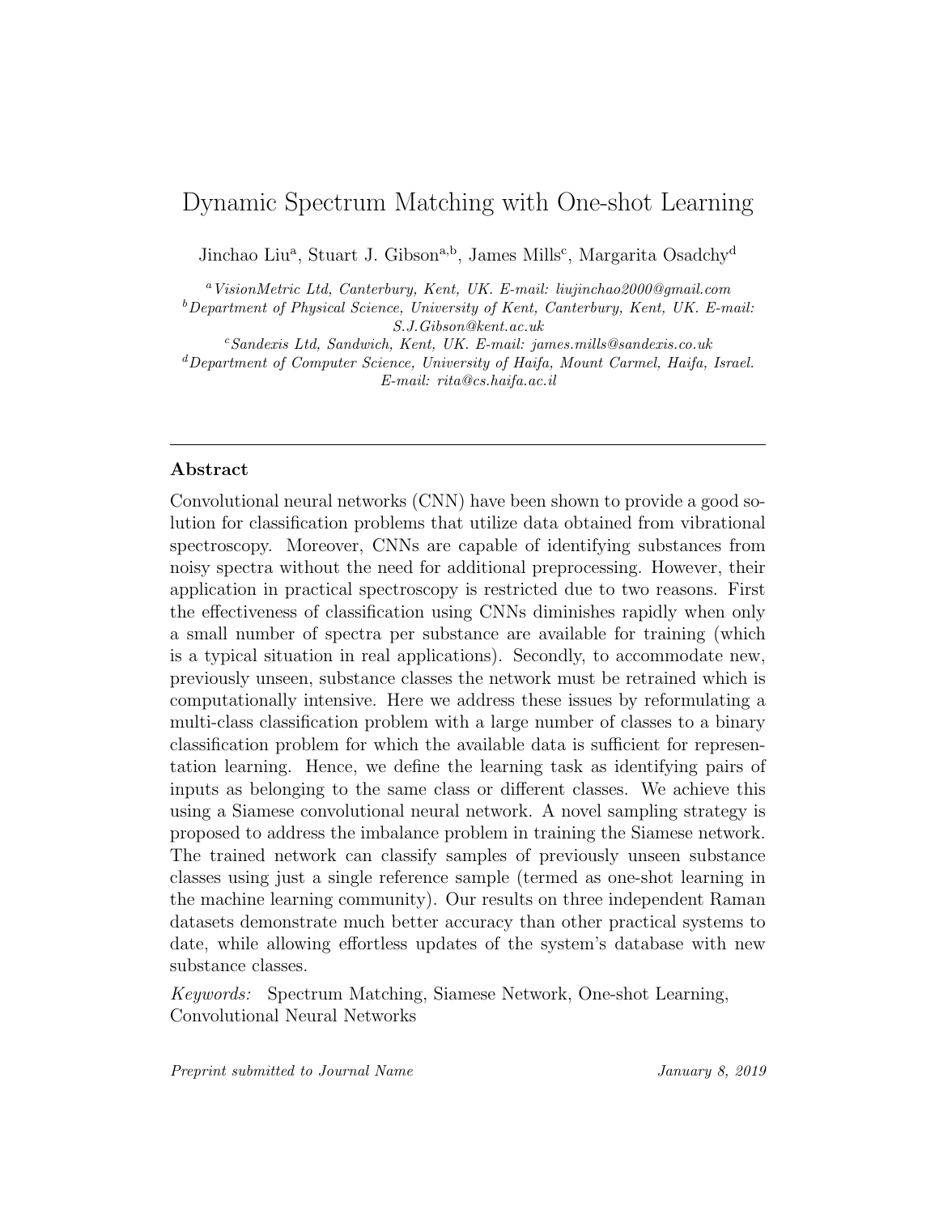# Dynamic Spectrum Matching with One-shot Learning

Jinchao Liu[a], Stuart J. Gibson[a,b], James Mills[c], Margarita Osadchy[d]

[a] *VisionMetric Ltd, Canterbury, Kent, UK. E-mail: liujinchao2000@gmail.com*
[b] *Department of Physical Science, University of Kent, Canterbury, Kent, UK. E-mail: S.J.Gibson@kent.ac.uk*
[c] *Sandexis Ltd, Sandwich, Kent, UK. E-mail: james.mills@sandexis.co.uk*
[d] *Department of Computer Science, University of Haifa, Mount Carmel, Haifa, Israel. E-mail: rita@cs.haifa.ac.il*

---

## Abstract

Convolutional neural networks (CNN) have been shown to provide a good solution for classification problems that utilize data obtained from vibrational spectroscopy. Moreover, CNNs are capable of identifying substances from noisy spectra without the need for additional preprocessing. However, their application in practical spectroscopy is restricted due to two reasons. First the effectiveness of classification using CNNs diminishes rapidly when only a small number of spectra per substance are available for training (which is a typical situation in real applications). Secondly, to accommodate new, previously unseen, substance classes the network must be retrained which is computationally intensive. Here we address these issues by reformulating a multi-class classification problem with a large number of classes to a binary classification problem for which the available data is sufficient for representation learning. Hence, we define the learning task as identifying pairs of inputs as belonging to the same class or different classes. We achieve this using a Siamese convolutional neural network. A novel sampling strategy is proposed to address the imbalance problem in training the Siamese network. The trained network can classify samples of previously unseen substance classes using just a single reference sample (termed as one-shot learning in the machine learning community). Our results on three independent Raman datasets demonstrate much better accuracy than other practical systems to date, while allowing effortless updates of the system's database with new substance classes.

*Keywords:* Spectrum Matching, Siamese Network, One-shot Learning, Convolutional Neural Networks

*Preprint submitted to Journal Name* *January 8, 2019*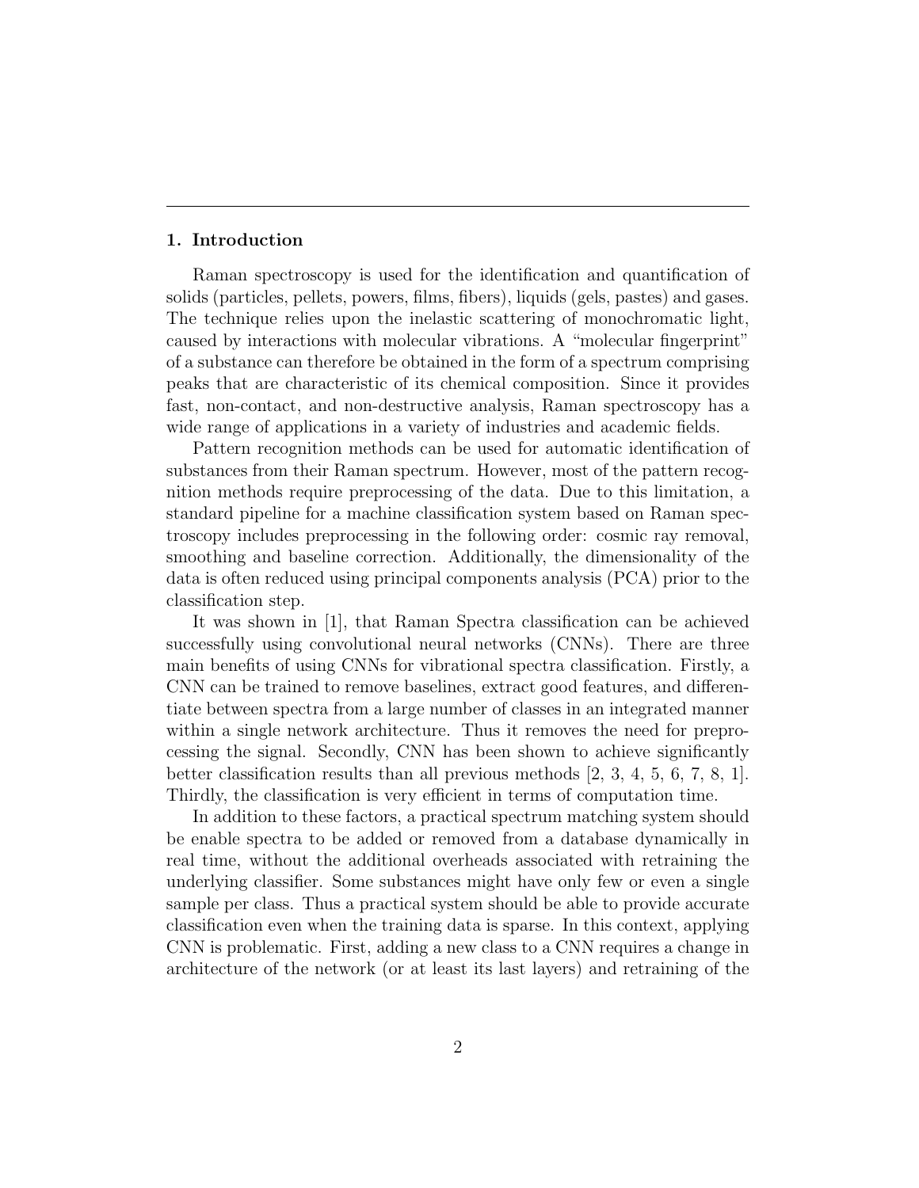## 1. Introduction

Raman spectroscopy is used for the identification and quantification of solids (particles, pellets, powers, films, fibers), liquids (gels, pastes) and gases. The technique relies upon the inelastic scattering of monochromatic light, caused by interactions with molecular vibrations. A "molecular fingerprint" of a substance can therefore be obtained in the form of a spectrum comprising peaks that are characteristic of its chemical composition. Since it provides fast, non-contact, and non-destructive analysis, Raman spectroscopy has a wide range of applications in a variety of industries and academic fields.

Pattern recognition methods can be used for automatic identification of substances from their Raman spectrum. However, most of the pattern recognition methods require preprocessing of the data. Due to this limitation, a standard pipeline for a machine classification system based on Raman spectroscopy includes preprocessing in the following order: cosmic ray removal, smoothing and baseline correction. Additionally, the dimensionality of the data is often reduced using principal components analysis (PCA) prior to the classification step.

It was shown in [1], that Raman Spectra classification can be achieved successfully using convolutional neural networks (CNNs). There are three main benefits of using CNNs for vibrational spectra classification. Firstly, a CNN can be trained to remove baselines, extract good features, and differentiate between spectra from a large number of classes in an integrated manner within a single network architecture. Thus it removes the need for preprocessing the signal. Secondly, CNN has been shown to achieve significantly better classification results than all previous methods [2, 3, 4, 5, 6, 7, 8, 1]. Thirdly, the classification is very efficient in terms of computation time.

In addition to these factors, a practical spectrum matching system should be enable spectra to be added or removed from a database dynamically in real time, without the additional overheads associated with retraining the underlying classifier. Some substances might have only few or even a single sample per class. Thus a practical system should be able to provide accurate classification even when the training data is sparse. In this context, applying CNN is problematic. First, adding a new class to a CNN requires a change in architecture of the network (or at least its last layers) and retraining of the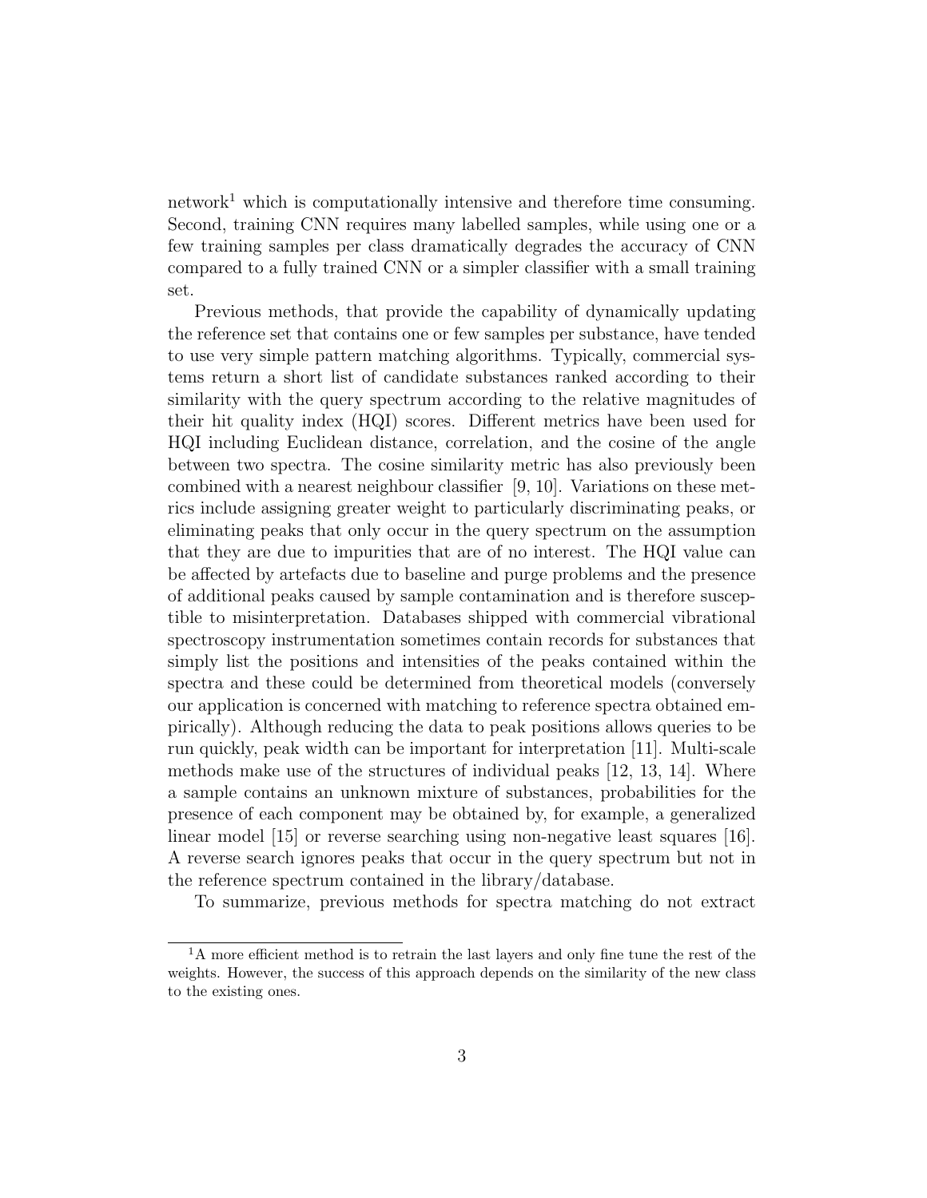network[1] which is computationally intensive and therefore time consuming. Second, training CNN requires many labelled samples, while using one or a few training samples per class dramatically degrades the accuracy of CNN compared to a fully trained CNN or a simpler classifier with a small training set.

Previous methods, that provide the capability of dynamically updating the reference set that contains one or few samples per substance, have tended to use very simple pattern matching algorithms. Typically, commercial systems return a short list of candidate substances ranked according to their similarity with the query spectrum according to the relative magnitudes of their hit quality index (HQI) scores. Different metrics have been used for HQI including Euclidean distance, correlation, and the cosine of the angle between two spectra. The cosine similarity metric has also previously been combined with a nearest neighbour classifier [9, 10]. Variations on these metrics include assigning greater weight to particularly discriminating peaks, or eliminating peaks that only occur in the query spectrum on the assumption that they are due to impurities that are of no interest. The HQI value can be affected by artefacts due to baseline and purge problems and the presence of additional peaks caused by sample contamination and is therefore susceptible to misinterpretation. Databases shipped with commercial vibrational spectroscopy instrumentation sometimes contain records for substances that simply list the positions and intensities of the peaks contained within the spectra and these could be determined from theoretical models (conversely our application is concerned with matching to reference spectra obtained empirically). Although reducing the data to peak positions allows queries to be run quickly, peak width can be important for interpretation [11]. Multi-scale methods make use of the structures of individual peaks [12, 13, 14]. Where a sample contains an unknown mixture of substances, probabilities for the presence of each component may be obtained by, for example, a generalized linear model [15] or reverse searching using non-negative least squares [16]. A reverse search ignores peaks that occur in the query spectrum but not in the reference spectrum contained in the library/database.

To summarize, previous methods for spectra matching do not extract

[1] A more efficient method is to retrain the last layers and only fine tune the rest of the weights. However, the success of this approach depends on the similarity of the new class to the existing ones.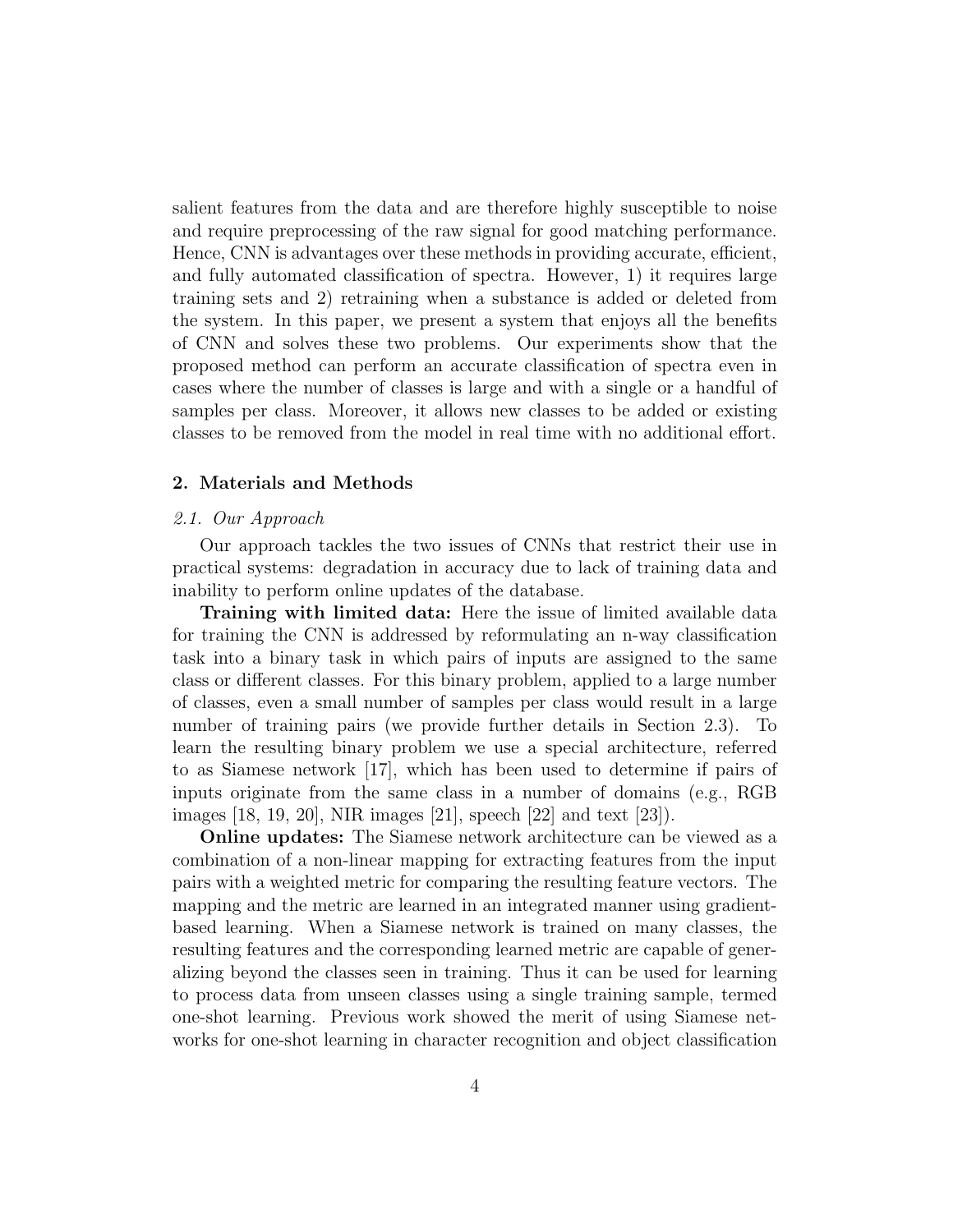salient features from the data and are therefore highly susceptible to noise and require preprocessing of the raw signal for good matching performance. Hence, CNN is advantages over these methods in providing accurate, efficient, and fully automated classification of spectra. However, 1) it requires large training sets and 2) retraining when a substance is added or deleted from the system. In this paper, we present a system that enjoys all the benefits of CNN and solves these two problems. Our experiments show that the proposed method can perform an accurate classification of spectra even in cases where the number of classes is large and with a single or a handful of samples per class. Moreover, it allows new classes to be added or existing classes to be removed from the model in real time with no additional effort.

## 2. Materials and Methods

### *2.1. Our Approach*

Our approach tackles the two issues of CNNs that restrict their use in practical systems: degradation in accuracy due to lack of training data and inability to perform online updates of the database.

**Training with limited data:** Here the issue of limited available data for training the CNN is addressed by reformulating an n-way classification task into a binary task in which pairs of inputs are assigned to the same class or different classes. For this binary problem, applied to a large number of classes, even a small number of samples per class would result in a large number of training pairs (we provide further details in Section 2.3). To learn the resulting binary problem we use a special architecture, referred to as Siamese network [17], which has been used to determine if pairs of inputs originate from the same class in a number of domains (e.g., RGB images [18, 19, 20], NIR images [21], speech [22] and text [23]).

**Online updates:** The Siamese network architecture can be viewed as a combination of a non-linear mapping for extracting features from the input pairs with a weighted metric for comparing the resulting feature vectors. The mapping and the metric are learned in an integrated manner using gradient-based learning. When a Siamese network is trained on many classes, the resulting features and the corresponding learned metric are capable of generalizing beyond the classes seen in training. Thus it can be used for learning to process data from unseen classes using a single training sample, termed one-shot learning. Previous work showed the merit of using Siamese networks for one-shot learning in character recognition and object classification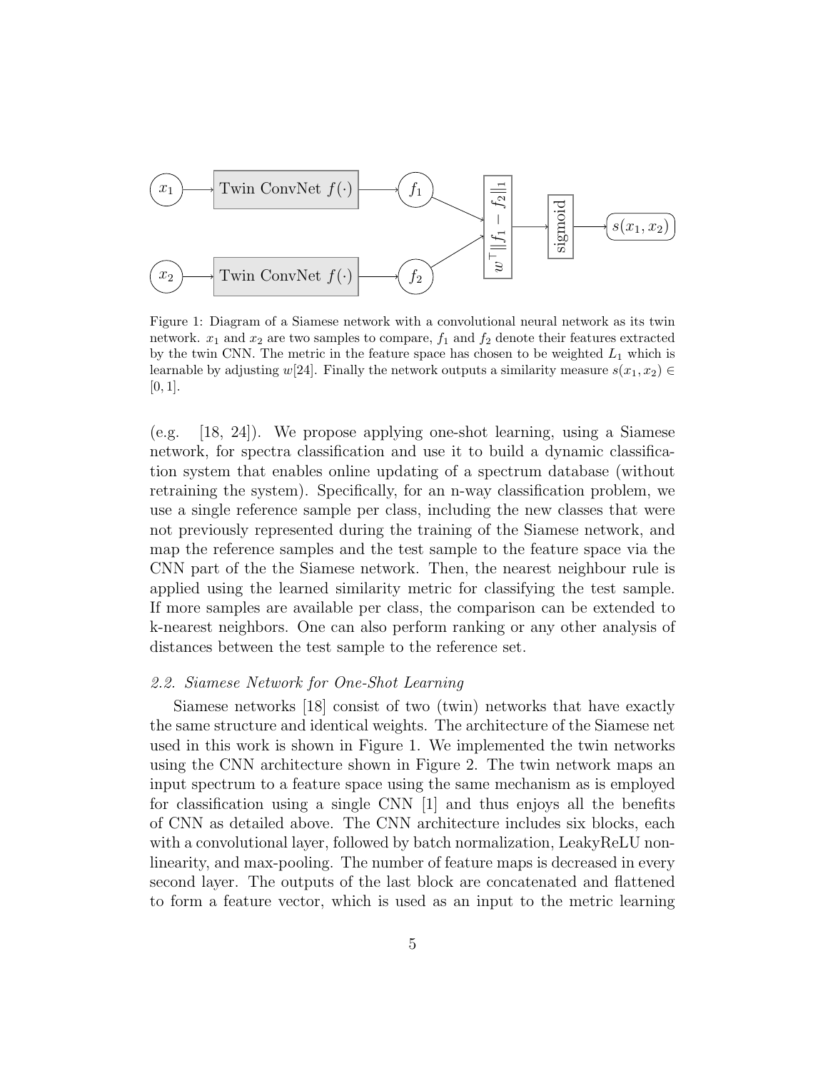Figure 1: Diagram of a Siamese network with a convolutional neural network as its twin network. $x_1$ and $x_2$ are two samples to compare, $f_1$ and $f_2$ denote their features extracted by the twin CNN. The metric in the feature space has chosen to be weighted $L_1$ which is learnable by adjusting $w$[24]. Finally the network outputs a similarity measure $s(x_1, x_2) \in [0, 1]$.

(e.g. [18, 24]). We propose applying one-shot learning, using a Siamese network, for spectra classification and use it to build a dynamic classification system that enables online updating of a spectrum database (without retraining the system). Specifically, for an n-way classification problem, we use a single reference sample per class, including the new classes that were not previously represented during the training of the Siamese network, and map the reference samples and the test sample to the feature space via the CNN part of the the Siamese network. Then, the nearest neighbour rule is applied using the learned similarity metric for classifying the test sample. If more samples are available per class, the comparison can be extended to k-nearest neighbors. One can also perform ranking or any other analysis of distances between the test sample to the reference set.

### *2.2. Siamese Network for One-Shot Learning*

Siamese networks [18] consist of two (twin) networks that have exactly the same structure and identical weights. The architecture of the Siamese net used in this work is shown in Figure 1. We implemented the twin networks using the CNN architecture shown in Figure 2. The twin network maps an input spectrum to a feature space using the same mechanism as is employed for classification using a single CNN [1] and thus enjoys all the benefits of CNN as detailed above. The CNN architecture includes six blocks, each with a convolutional layer, followed by batch normalization, LeakyReLU nonlinearity, and max-pooling. The number of feature maps is decreased in every second layer. The outputs of the last block are concatenated and flattened to form a feature vector, which is used as an input to the metric learning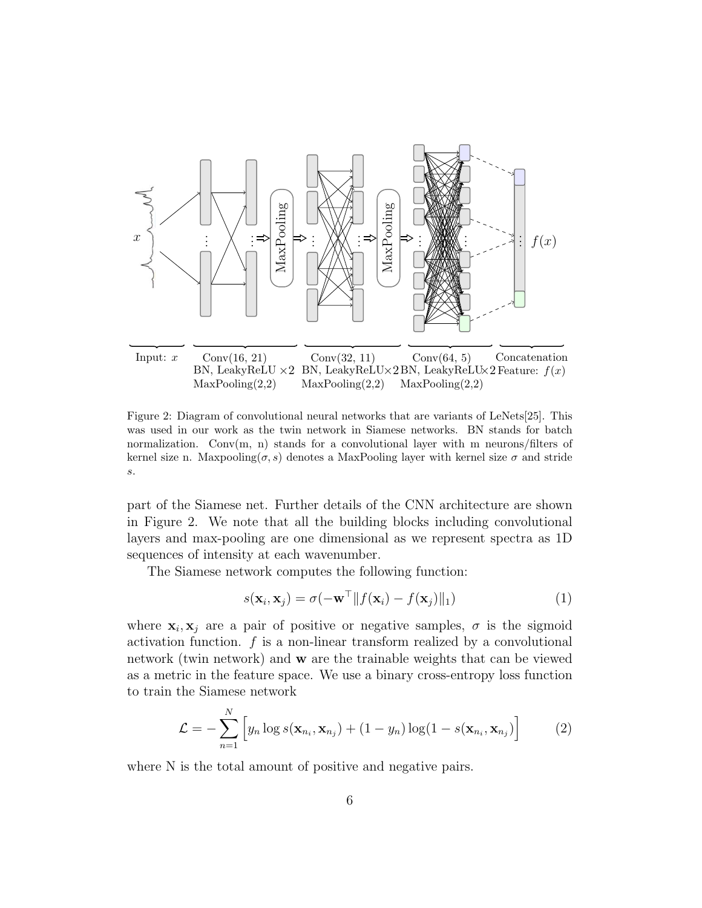Input: $x$ | Conv(16, 21) BN, LeakyReLU ×2 MaxPooling(2,2) | Conv(32, 11) BN, LeakyReLU×2 MaxPooling(2,2) | Conv(64, 5) BN, LeakyReLU×2 MaxPooling(2,2) | Concatenation Feature: $f(x)$

Figure 2: Diagram of convolutional neural networks that are variants of LeNets[25]. This was used in our work as the twin network in Siamese networks. BN stands for batch normalization. Conv(m, n) stands for a convolutional layer with m neurons/filters of kernel size n. Maxpooling($\sigma, s$) denotes a MaxPooling layer with kernel size $\sigma$ and stride $s$.

part of the Siamese net. Further details of the CNN architecture are shown in Figure 2. We note that all the building blocks including convolutional layers and max-pooling are one dimensional as we represent spectra as 1D sequences of intensity at each wavenumber.

The Siamese network computes the following function:

$$s(\mathbf{x}_i, \mathbf{x}_j) = \sigma(-\mathbf{w}^\top \| f(\mathbf{x}_i) - f(\mathbf{x}_j) \|_1) \tag{1}$$

where $\mathbf{x}_i, \mathbf{x}_j$ are a pair of positive or negative samples, $\sigma$ is the sigmoid activation function. $f$ is a non-linear transform realized by a convolutional network (twin network) and $\mathbf{w}$ are the trainable weights that can be viewed as a metric in the feature space. We use a binary cross-entropy loss function to train the Siamese network

$$\mathcal{L} = -\sum_{n=1}^{N} \Big[ y_n \log s(\mathbf{x}_{n_i}, \mathbf{x}_{n_j}) + (1 - y_n) \log(1 - s(\mathbf{x}_{n_i}, \mathbf{x}_{n_j}) \Big] \tag{2}$$

where N is the total amount of positive and negative pairs.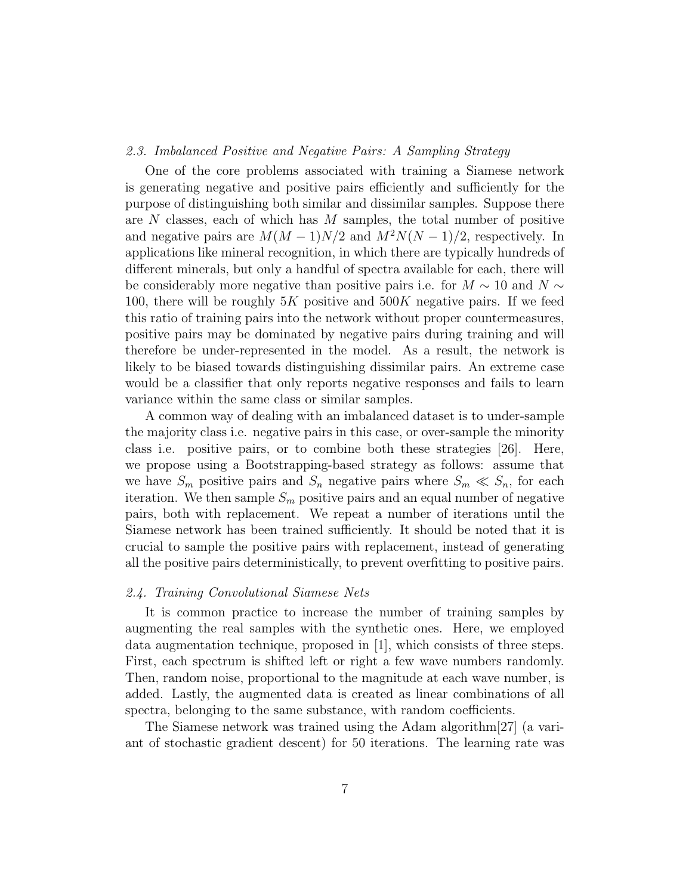### 2.3. Imbalanced Positive and Negative Pairs: A Sampling Strategy

One of the core problems associated with training a Siamese network is generating negative and positive pairs efficiently and sufficiently for the purpose of distinguishing both similar and dissimilar samples. Suppose there are $N$ classes, each of which has $M$ samples, the total number of positive and negative pairs are $M(M-1)N/2$ and $M^2N(N-1)/2$, respectively. In applications like mineral recognition, in which there are typically hundreds of different minerals, but only a handful of spectra available for each, there will be considerably more negative than positive pairs i.e. for $M \sim 10$ and $N \sim 100$, there will be roughly $5K$ positive and $500K$ negative pairs. If we feed this ratio of training pairs into the network without proper countermeasures, positive pairs may be dominated by negative pairs during training and will therefore be under-represented in the model. As a result, the network is likely to be biased towards distinguishing dissimilar pairs. An extreme case would be a classifier that only reports negative responses and fails to learn variance within the same class or similar samples.

A common way of dealing with an imbalanced dataset is to under-sample the majority class i.e. negative pairs in this case, or over-sample the minority class i.e. positive pairs, or to combine both these strategies [26]. Here, we propose using a Bootstrapping-based strategy as follows: assume that we have $S_m$ positive pairs and $S_n$ negative pairs where $S_m \ll S_n$, for each iteration. We then sample $S_m$ positive pairs and an equal number of negative pairs, both with replacement. We repeat a number of iterations until the Siamese network has been trained sufficiently. It should be noted that it is crucial to sample the positive pairs with replacement, instead of generating all the positive pairs deterministically, to prevent overfitting to positive pairs.

### 2.4. Training Convolutional Siamese Nets

It is common practice to increase the number of training samples by augmenting the real samples with the synthetic ones. Here, we employed data augmentation technique, proposed in [1], which consists of three steps. First, each spectrum is shifted left or right a few wave numbers randomly. Then, random noise, proportional to the magnitude at each wave number, is added. Lastly, the augmented data is created as linear combinations of all spectra, belonging to the same substance, with random coefficients.

The Siamese network was trained using the Adam algorithm[27] (a variant of stochastic gradient descent) for 50 iterations. The learning rate was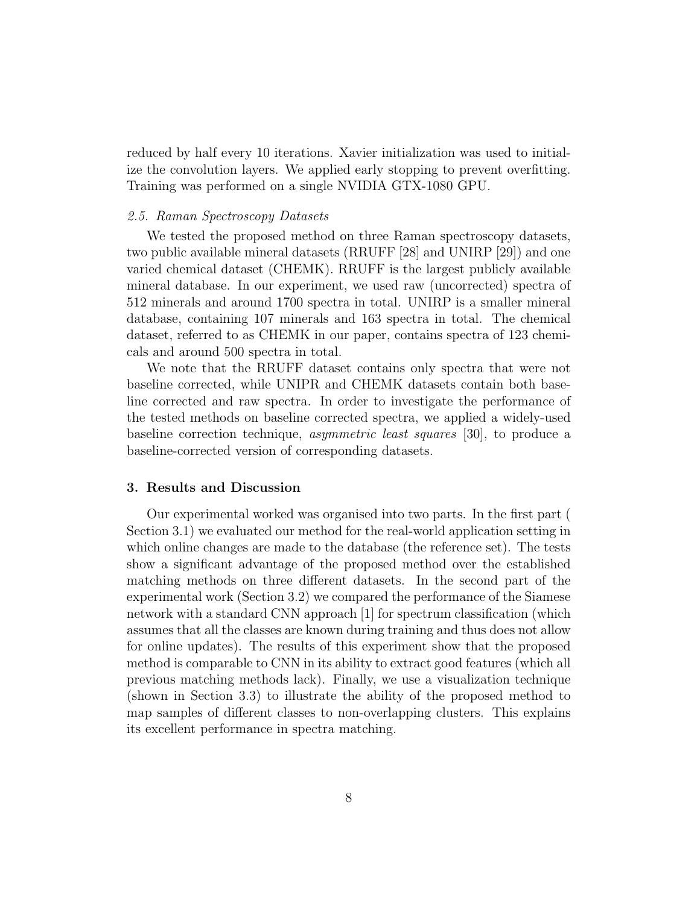reduced by half every 10 iterations. Xavier initialization was used to initialize the convolution layers. We applied early stopping to prevent overfitting. Training was performed on a single NVIDIA GTX-1080 GPU.

### *2.5. Raman Spectroscopy Datasets*

We tested the proposed method on three Raman spectroscopy datasets, two public available mineral datasets (RRUFF [28] and UNIRP [29]) and one varied chemical dataset (CHEMK). RRUFF is the largest publicly available mineral database. In our experiment, we used raw (uncorrected) spectra of 512 minerals and around 1700 spectra in total. UNIRP is a smaller mineral database, containing 107 minerals and 163 spectra in total. The chemical dataset, referred to as CHEMK in our paper, contains spectra of 123 chemicals and around 500 spectra in total.

We note that the RRUFF dataset contains only spectra that were not baseline corrected, while UNIPR and CHEMK datasets contain both baseline corrected and raw spectra. In order to investigate the performance of the tested methods on baseline corrected spectra, we applied a widely-used baseline correction technique, *asymmetric least squares* [30], to produce a baseline-corrected version of corresponding datasets.

## 3. Results and Discussion

Our experimental worked was organised into two parts. In the first part ( Section 3.1) we evaluated our method for the real-world application setting in which online changes are made to the database (the reference set). The tests show a significant advantage of the proposed method over the established matching methods on three different datasets. In the second part of the experimental work (Section 3.2) we compared the performance of the Siamese network with a standard CNN approach [1] for spectrum classification (which assumes that all the classes are known during training and thus does not allow for online updates). The results of this experiment show that the proposed method is comparable to CNN in its ability to extract good features (which all previous matching methods lack). Finally, we use a visualization technique (shown in Section 3.3) to illustrate the ability of the proposed method to map samples of different classes to non-overlapping clusters. This explains its excellent performance in spectra matching.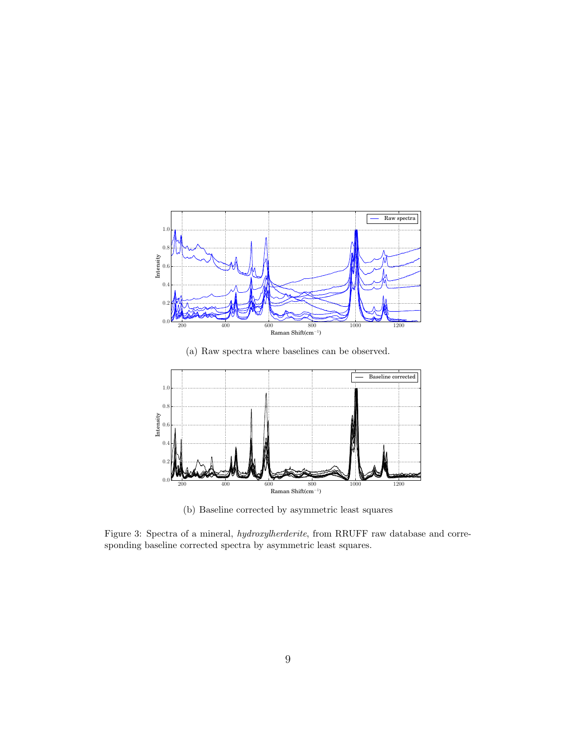(a) Raw spectra where baselines can be observed.

(b) Baseline corrected by asymmetric least squares

Figure 3: Spectra of a mineral, *hydroxylherderite*, from RRUFF raw database and corresponding baseline corrected spectra by asymmetric least squares.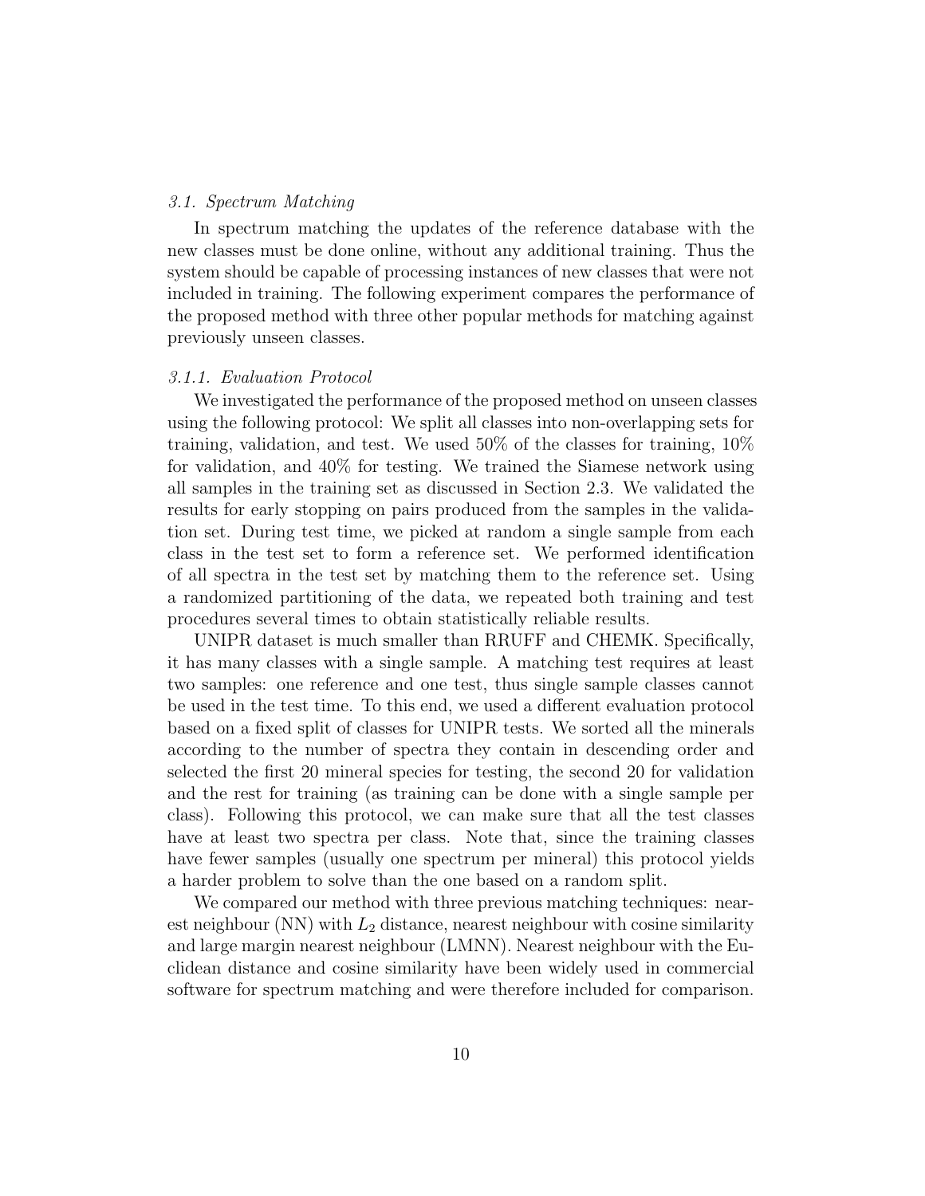### 3.1. Spectrum Matching

In spectrum matching the updates of the reference database with the new classes must be done online, without any additional training. Thus the system should be capable of processing instances of new classes that were not included in training. The following experiment compares the performance of the proposed method with three other popular methods for matching against previously unseen classes.

#### 3.1.1. Evaluation Protocol

We investigated the performance of the proposed method on unseen classes using the following protocol: We split all classes into non-overlapping sets for training, validation, and test. We used 50% of the classes for training, 10% for validation, and 40% for testing. We trained the Siamese network using all samples in the training set as discussed in Section 2.3. We validated the results for early stopping on pairs produced from the samples in the validation set. During test time, we picked at random a single sample from each class in the test set to form a reference set. We performed identification of all spectra in the test set by matching them to the reference set. Using a randomized partitioning of the data, we repeated both training and test procedures several times to obtain statistically reliable results.

UNIPR dataset is much smaller than RRUFF and CHEMK. Specifically, it has many classes with a single sample. A matching test requires at least two samples: one reference and one test, thus single sample classes cannot be used in the test time. To this end, we used a different evaluation protocol based on a fixed split of classes for UNIPR tests. We sorted all the minerals according to the number of spectra they contain in descending order and selected the first 20 mineral species for testing, the second 20 for validation and the rest for training (as training can be done with a single sample per class). Following this protocol, we can make sure that all the test classes have at least two spectra per class. Note that, since the training classes have fewer samples (usually one spectrum per mineral) this protocol yields a harder problem to solve than the one based on a random split.

We compared our method with three previous matching techniques: nearest neighbour (NN) with $L_2$ distance, nearest neighbour with cosine similarity and large margin nearest neighbour (LMNN). Nearest neighbour with the Euclidean distance and cosine similarity have been widely used in commercial software for spectrum matching and were therefore included for comparison.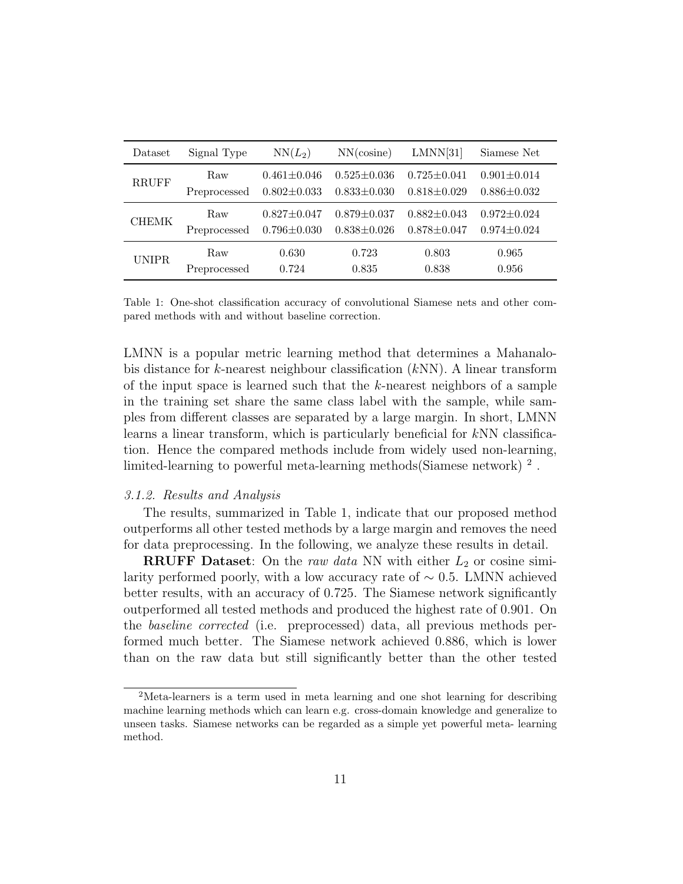| Dataset | Signal Type | NN($L_2$) | NN(cosine) | LMNN[31] | Siamese Net |
|---|---|---|---|---|---|
| RRUFF | Raw | 0.461±0.046 | 0.525±0.036 | 0.725±0.041 | 0.901±0.014 |
| | Preprocessed | 0.802±0.033 | 0.833±0.030 | 0.818±0.029 | 0.886±0.032 |
| CHEMK | Raw | 0.827±0.047 | 0.879±0.037 | 0.882±0.043 | 0.972±0.024 |
| | Preprocessed | 0.796±0.030 | 0.838±0.026 | 0.878±0.047 | 0.974±0.024 |
| UNIPR | Raw | 0.630 | 0.723 | 0.803 | 0.965 |
| | Preprocessed | 0.724 | 0.835 | 0.838 | 0.956 |

Table 1: One-shot classification accuracy of convolutional Siamese nets and other compared methods with and without baseline correction.

LMNN is a popular metric learning method that determines a Mahanalobis distance for $k$-nearest neighbour classification ($k$NN). A linear transform of the input space is learned such that the $k$-nearest neighbors of a sample in the training set share the same class label with the sample, while samples from different classes are separated by a large margin. In short, LMNN learns a linear transform, which is particularly beneficial for $k$NN classification. Hence the compared methods include from widely used non-learning, limited-learning to powerful meta-learning methods(Siamese network) [2] .

### *3.1.2. Results and Analysis*

The results, summarized in Table 1, indicate that our proposed method outperforms all other tested methods by a large margin and removes the need for data preprocessing. In the following, we analyze these results in detail.

**RRUFF Dataset**: On the *raw data* NN with either $L_2$ or cosine similarity performed poorly, with a low accuracy rate of $\sim 0.5$. LMNN achieved better results, with an accuracy of 0.725. The Siamese network significantly outperformed all tested methods and produced the highest rate of 0.901. On the *baseline corrected* (i.e. preprocessed) data, all previous methods performed much better. The Siamese network achieved 0.886, which is lower than on the raw data but still significantly better than the other tested

[2] Meta-learners is a term used in meta learning and one shot learning for describing machine learning methods which can learn e.g. cross-domain knowledge and generalize to unseen tasks. Siamese networks can be regarded as a simple yet powerful meta- learning method.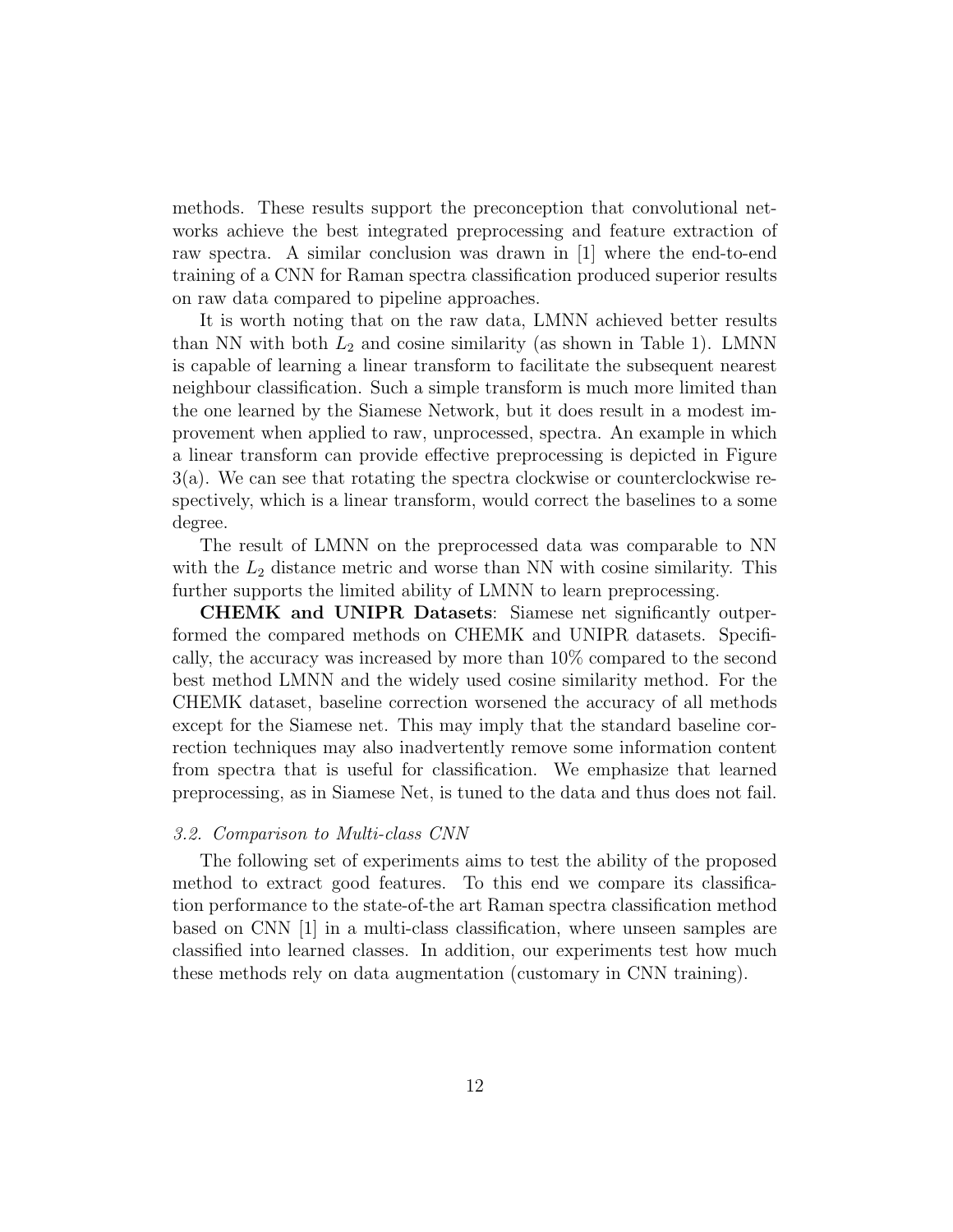methods. These results support the preconception that convolutional networks achieve the best integrated preprocessing and feature extraction of raw spectra. A similar conclusion was drawn in [1] where the end-to-end training of a CNN for Raman spectra classification produced superior results on raw data compared to pipeline approaches.

It is worth noting that on the raw data, LMNN achieved better results than NN with both $L_2$ and cosine similarity (as shown in Table 1). LMNN is capable of learning a linear transform to facilitate the subsequent nearest neighbour classification. Such a simple transform is much more limited than the one learned by the Siamese Network, but it does result in a modest improvement when applied to raw, unprocessed, spectra. An example in which a linear transform can provide effective preprocessing is depicted in Figure 3(a). We can see that rotating the spectra clockwise or counterclockwise respectively, which is a linear transform, would correct the baselines to a some degree.

The result of LMNN on the preprocessed data was comparable to NN with the $L_2$ distance metric and worse than NN with cosine similarity. This further supports the limited ability of LMNN to learn preprocessing.

**CHEMK and UNIPR Datasets**: Siamese net significantly outperformed the compared methods on CHEMK and UNIPR datasets. Specifically, the accuracy was increased by more than 10% compared to the second best method LMNN and the widely used cosine similarity method. For the CHEMK dataset, baseline correction worsened the accuracy of all methods except for the Siamese net. This may imply that the standard baseline correction techniques may also inadvertently remove some information content from spectra that is useful for classification. We emphasize that learned preprocessing, as in Siamese Net, is tuned to the data and thus does not fail.

### *3.2. Comparison to Multi-class CNN*

The following set of experiments aims to test the ability of the proposed method to extract good features. To this end we compare its classification performance to the state-of-the art Raman spectra classification method based on CNN [1] in a multi-class classification, where unseen samples are classified into learned classes. In addition, our experiments test how much these methods rely on data augmentation (customary in CNN training).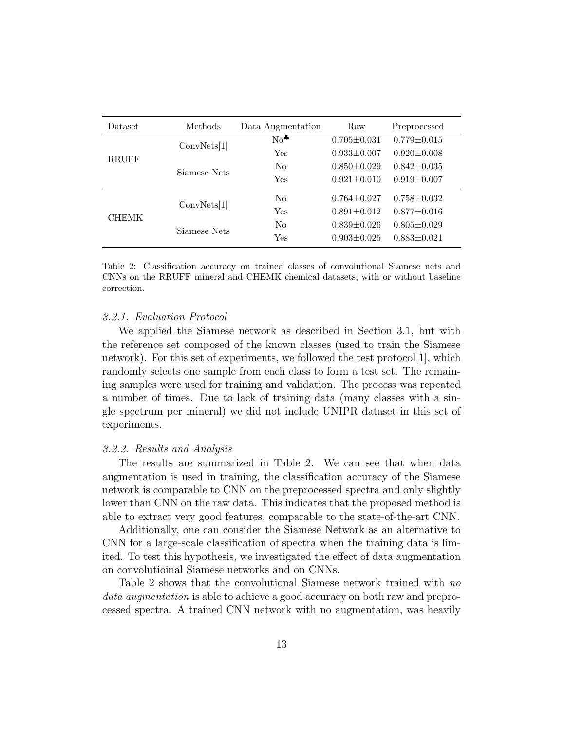| Dataset | Methods | Data Augmentation | Raw | Preprocessed |
|---|---|---|---|---|
| RRUFF | ConvNets[1] | No♣ | 0.705±0.031 | 0.779±0.015 |
| | | Yes | 0.933±0.007 | 0.920±0.008 |
| | Siamese Nets | No | 0.850±0.029 | 0.842±0.035 |
| | | Yes | 0.921±0.010 | 0.919±0.007 |
| CHEMK | ConvNets[1] | No | 0.764±0.027 | 0.758±0.032 |
| | | Yes | 0.891±0.012 | 0.877±0.016 |
| | Siamese Nets | No | 0.839±0.026 | 0.805±0.029 |
| | | Yes | 0.903±0.025 | 0.883±0.021 |

Table 2: Classification accuracy on trained classes of convolutional Siamese nets and CNNs on the RRUFF mineral and CHEMK chemical datasets, with or without baseline correction.

#### *3.2.1. Evaluation Protocol*

We applied the Siamese network as described in Section 3.1, but with the reference set composed of the known classes (used to train the Siamese network). For this set of experiments, we followed the test protocol[1], which randomly selects one sample from each class to form a test set. The remaining samples were used for training and validation. The process was repeated a number of times. Due to lack of training data (many classes with a single spectrum per mineral) we did not include UNIPR dataset in this set of experiments.

#### *3.2.2. Results and Analysis*

The results are summarized in Table 2. We can see that when data augmentation is used in training, the classification accuracy of the Siamese network is comparable to CNN on the preprocessed spectra and only slightly lower than CNN on the raw data. This indicates that the proposed method is able to extract very good features, comparable to the state-of-the-art CNN.

Additionally, one can consider the Siamese Network as an alternative to CNN for a large-scale classification of spectra when the training data is limited. To test this hypothesis, we investigated the effect of data augmentation on convolutioinal Siamese networks and on CNNs.

Table 2 shows that the convolutional Siamese network trained with *no data augmentation* is able to achieve a good accuracy on both raw and preprocessed spectra. A trained CNN network with no augmentation, was heavily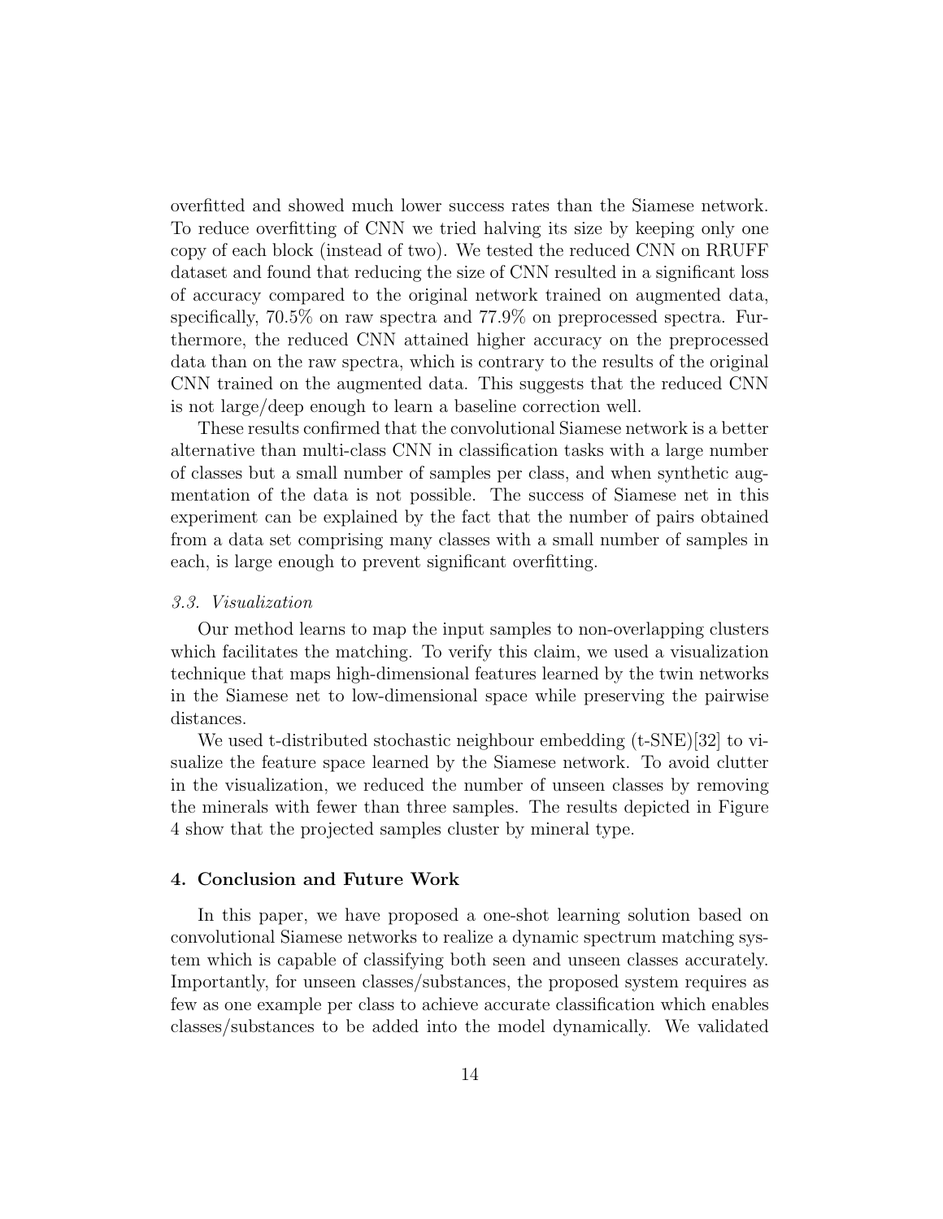overfitted and showed much lower success rates than the Siamese network. To reduce overfitting of CNN we tried halving its size by keeping only one copy of each block (instead of two). We tested the reduced CNN on RRUFF dataset and found that reducing the size of CNN resulted in a significant loss of accuracy compared to the original network trained on augmented data, specifically, 70.5% on raw spectra and 77.9% on preprocessed spectra. Furthermore, the reduced CNN attained higher accuracy on the preprocessed data than on the raw spectra, which is contrary to the results of the original CNN trained on the augmented data. This suggests that the reduced CNN is not large/deep enough to learn a baseline correction well.

These results confirmed that the convolutional Siamese network is a better alternative than multi-class CNN in classification tasks with a large number of classes but a small number of samples per class, and when synthetic augmentation of the data is not possible. The success of Siamese net in this experiment can be explained by the fact that the number of pairs obtained from a data set comprising many classes with a small number of samples in each, is large enough to prevent significant overfitting.

### *3.3. Visualization*

Our method learns to map the input samples to non-overlapping clusters which facilitates the matching. To verify this claim, we used a visualization technique that maps high-dimensional features learned by the twin networks in the Siamese net to low-dimensional space while preserving the pairwise distances.

We used t-distributed stochastic neighbour embedding (t-SNE)[32] to visualize the feature space learned by the Siamese network. To avoid clutter in the visualization, we reduced the number of unseen classes by removing the minerals with fewer than three samples. The results depicted in Figure 4 show that the projected samples cluster by mineral type.

## 4. Conclusion and Future Work

In this paper, we have proposed a one-shot learning solution based on convolutional Siamese networks to realize a dynamic spectrum matching system which is capable of classifying both seen and unseen classes accurately. Importantly, for unseen classes/substances, the proposed system requires as few as one example per class to achieve accurate classification which enables classes/substances to be added into the model dynamically. We validated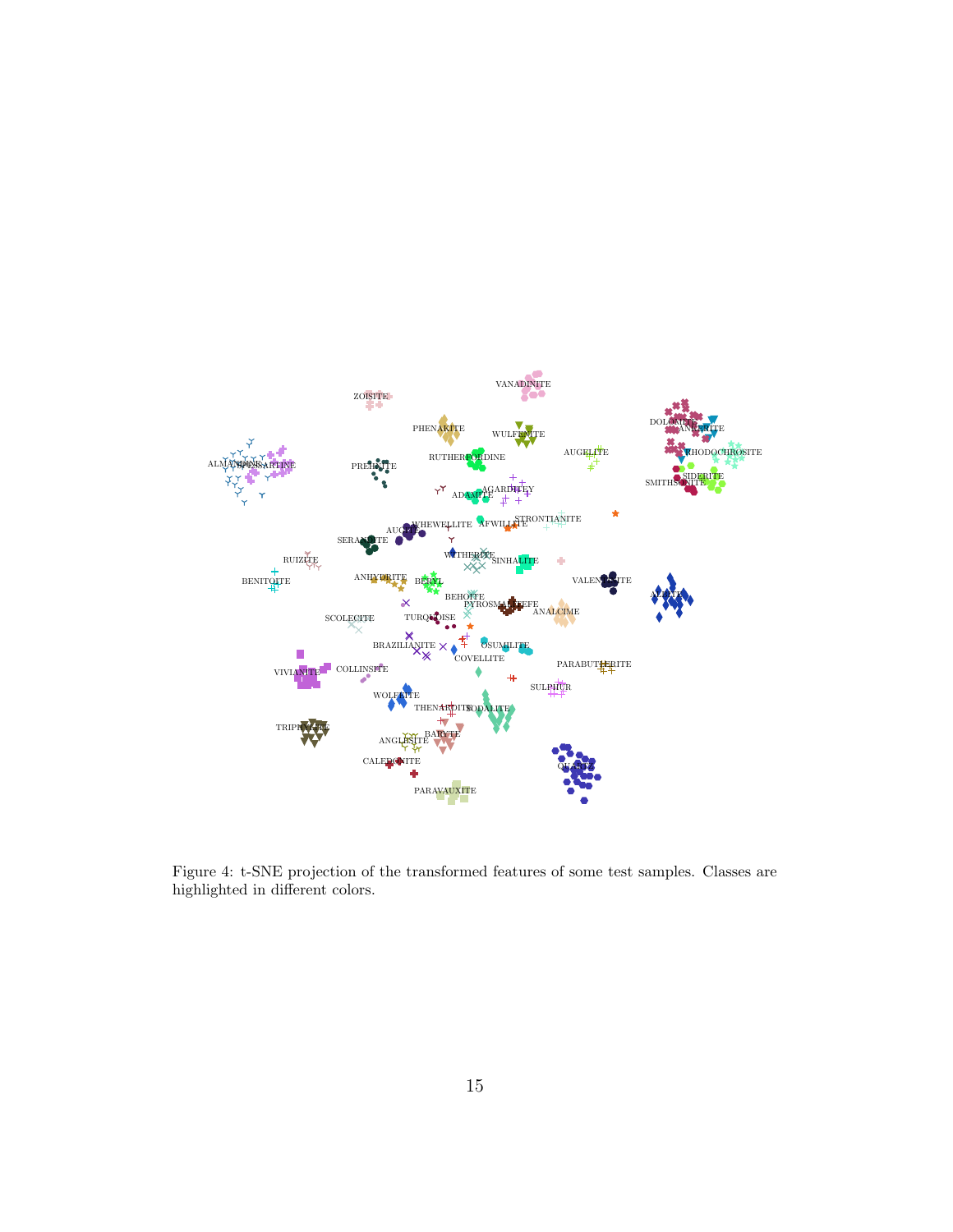Figure 4: t-SNE projection of the transformed features of some test samples. Classes are highlighted in different colors.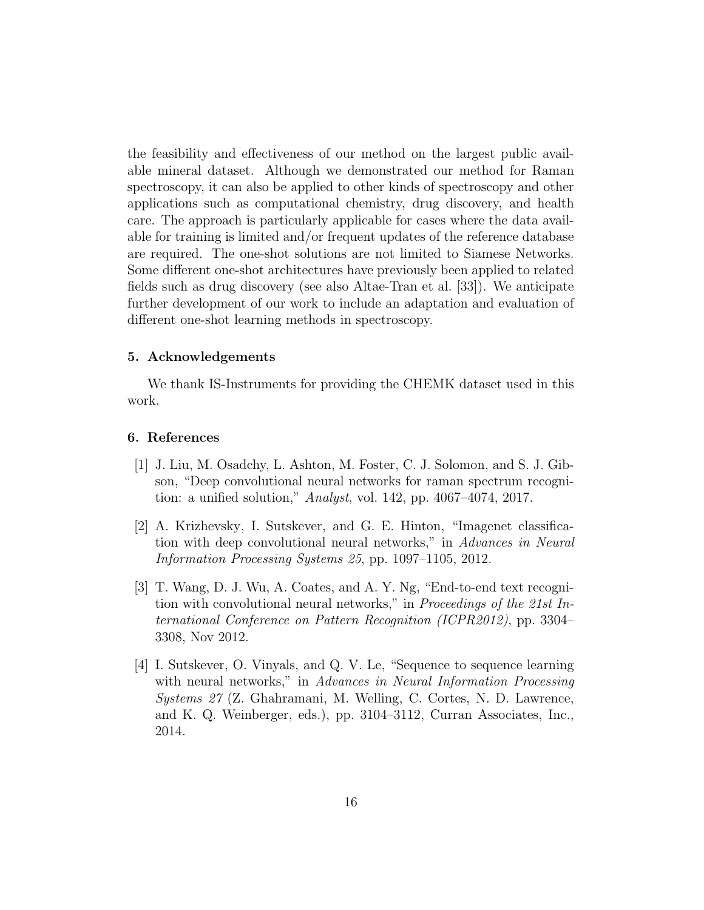the feasibility and effectiveness of our method on the largest public available mineral dataset. Although we demonstrated our method for Raman spectroscopy, it can also be applied to other kinds of spectroscopy and other applications such as computational chemistry, drug discovery, and health care. The approach is particularly applicable for cases where the data available for training is limited and/or frequent updates of the reference database are required. The one-shot solutions are not limited to Siamese Networks. Some different one-shot architectures have previously been applied to related fields such as drug discovery (see also Altae-Tran et al. [33]). We anticipate further development of our work to include an adaptation and evaluation of different one-shot learning methods in spectroscopy.

## 5. Acknowledgements

We thank IS-Instruments for providing the CHEMK dataset used in this work.

## 6. References

[1] J. Liu, M. Osadchy, L. Ashton, M. Foster, C. J. Solomon, and S. J. Gibson, "Deep convolutional neural networks for raman spectrum recognition: a unified solution," *Analyst*, vol. 142, pp. 4067–4074, 2017.

[2] A. Krizhevsky, I. Sutskever, and G. E. Hinton, "Imagenet classification with deep convolutional neural networks," in *Advances in Neural Information Processing Systems 25*, pp. 1097–1105, 2012.

[3] T. Wang, D. J. Wu, A. Coates, and A. Y. Ng, "End-to-end text recognition with convolutional neural networks," in *Proceedings of the 21st International Conference on Pattern Recognition (ICPR2012)*, pp. 3304–3308, Nov 2012.

[4] I. Sutskever, O. Vinyals, and Q. V. Le, "Sequence to sequence learning with neural networks," in *Advances in Neural Information Processing Systems 27* (Z. Ghahramani, M. Welling, C. Cortes, N. D. Lawrence, and K. Q. Weinberger, eds.), pp. 3104–3112, Curran Associates, Inc., 2014.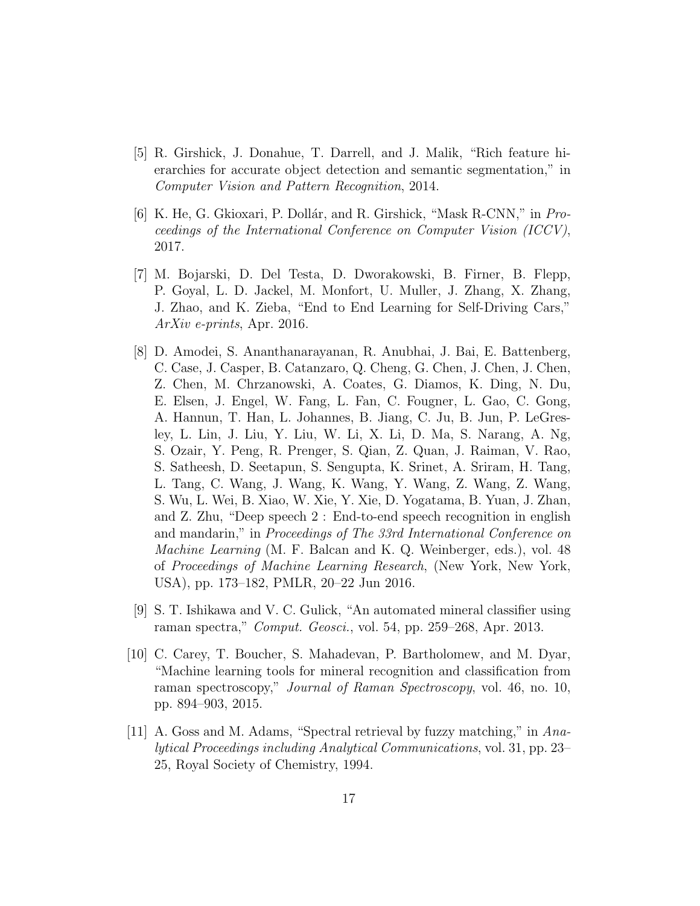[5] R. Girshick, J. Donahue, T. Darrell, and J. Malik, "Rich feature hierarchies for accurate object detection and semantic segmentation," in *Computer Vision and Pattern Recognition*, 2014.

[6] K. He, G. Gkioxari, P. Dollár, and R. Girshick, "Mask R-CNN," in *Proceedings of the International Conference on Computer Vision (ICCV)*, 2017.

[7] M. Bojarski, D. Del Testa, D. Dworakowski, B. Firner, B. Flepp, P. Goyal, L. D. Jackel, M. Monfort, U. Muller, J. Zhang, X. Zhang, J. Zhao, and K. Zieba, "End to End Learning for Self-Driving Cars," *ArXiv e-prints*, Apr. 2016.

[8] D. Amodei, S. Ananthanarayanan, R. Anubhai, J. Bai, E. Battenberg, C. Case, J. Casper, B. Catanzaro, Q. Cheng, G. Chen, J. Chen, J. Chen, Z. Chen, M. Chrzanowski, A. Coates, G. Diamos, K. Ding, N. Du, E. Elsen, J. Engel, W. Fang, L. Fan, C. Fougner, L. Gao, C. Gong, A. Hannun, T. Han, L. Johannes, B. Jiang, C. Ju, B. Jun, P. LeGresley, L. Lin, J. Liu, Y. Liu, W. Li, X. Li, D. Ma, S. Narang, A. Ng, S. Ozair, Y. Peng, R. Prenger, S. Qian, Z. Quan, J. Raiman, V. Rao, S. Satheesh, D. Seetapun, S. Sengupta, K. Srinet, A. Sriram, H. Tang, L. Tang, C. Wang, J. Wang, K. Wang, Y. Wang, Z. Wang, Z. Wang, S. Wu, L. Wei, B. Xiao, W. Xie, Y. Xie, D. Yogatama, B. Yuan, J. Zhan, and Z. Zhu, "Deep speech 2 : End-to-end speech recognition in english and mandarin," in *Proceedings of The 33rd International Conference on Machine Learning* (M. F. Balcan and K. Q. Weinberger, eds.), vol. 48 of *Proceedings of Machine Learning Research*, (New York, New York, USA), pp. 173–182, PMLR, 20–22 Jun 2016.

[9] S. T. Ishikawa and V. C. Gulick, "An automated mineral classifier using raman spectra," *Comput. Geosci.*, vol. 54, pp. 259–268, Apr. 2013.

[10] C. Carey, T. Boucher, S. Mahadevan, P. Bartholomew, and M. Dyar, "Machine learning tools for mineral recognition and classification from raman spectroscopy," *Journal of Raman Spectroscopy*, vol. 46, no. 10, pp. 894–903, 2015.

[11] A. Goss and M. Adams, "Spectral retrieval by fuzzy matching," in *Analytical Proceedings including Analytical Communications*, vol. 31, pp. 23–25, Royal Society of Chemistry, 1994.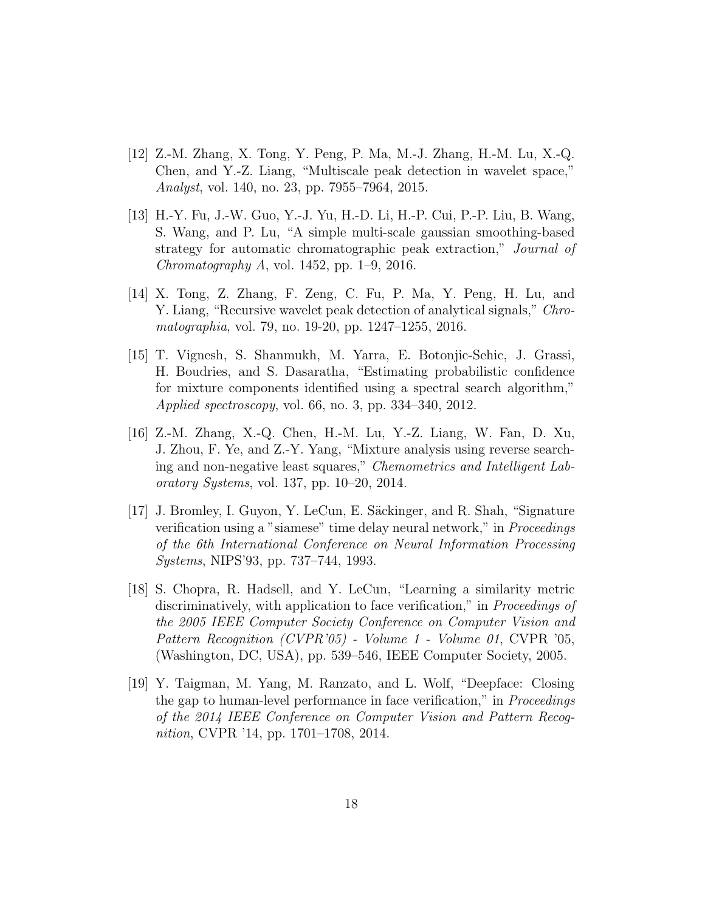[12] Z.-M. Zhang, X. Tong, Y. Peng, P. Ma, M.-J. Zhang, H.-M. Lu, X.-Q. Chen, and Y.-Z. Liang, "Multiscale peak detection in wavelet space," *Analyst*, vol. 140, no. 23, pp. 7955–7964, 2015.

[13] H.-Y. Fu, J.-W. Guo, Y.-J. Yu, H.-D. Li, H.-P. Cui, P.-P. Liu, B. Wang, S. Wang, and P. Lu, "A simple multi-scale gaussian smoothing-based strategy for automatic chromatographic peak extraction," *Journal of Chromatography A*, vol. 1452, pp. 1–9, 2016.

[14] X. Tong, Z. Zhang, F. Zeng, C. Fu, P. Ma, Y. Peng, H. Lu, and Y. Liang, "Recursive wavelet peak detection of analytical signals," *Chromatographia*, vol. 79, no. 19-20, pp. 1247–1255, 2016.

[15] T. Vignesh, S. Shanmukh, M. Yarra, E. Botonjic-Sehic, J. Grassi, H. Boudries, and S. Dasaratha, "Estimating probabilistic confidence for mixture components identified using a spectral search algorithm," *Applied spectroscopy*, vol. 66, no. 3, pp. 334–340, 2012.

[16] Z.-M. Zhang, X.-Q. Chen, H.-M. Lu, Y.-Z. Liang, W. Fan, D. Xu, J. Zhou, F. Ye, and Z.-Y. Yang, "Mixture analysis using reverse searching and non-negative least squares," *Chemometrics and Intelligent Laboratory Systems*, vol. 137, pp. 10–20, 2014.

[17] J. Bromley, I. Guyon, Y. LeCun, E. Säckinger, and R. Shah, "Signature verification using a "siamese" time delay neural network," in *Proceedings of the 6th International Conference on Neural Information Processing Systems*, NIPS'93, pp. 737–744, 1993.

[18] S. Chopra, R. Hadsell, and Y. LeCun, "Learning a similarity metric discriminatively, with application to face verification," in *Proceedings of the 2005 IEEE Computer Society Conference on Computer Vision and Pattern Recognition (CVPR'05) - Volume 1 - Volume 01*, CVPR '05, (Washington, DC, USA), pp. 539–546, IEEE Computer Society, 2005.

[19] Y. Taigman, M. Yang, M. Ranzato, and L. Wolf, "Deepface: Closing the gap to human-level performance in face verification," in *Proceedings of the 2014 IEEE Conference on Computer Vision and Pattern Recognition*, CVPR '14, pp. 1701–1708, 2014.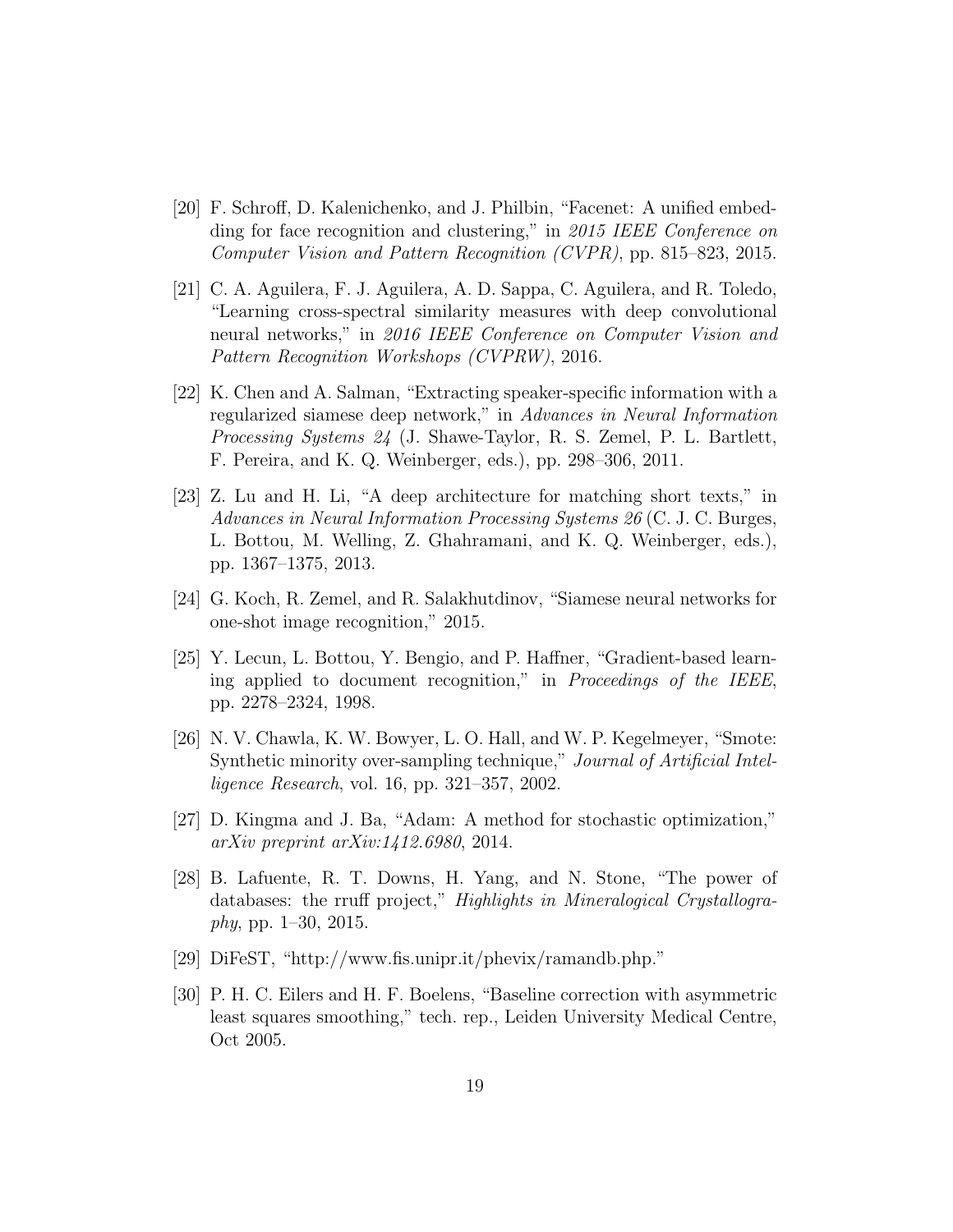[20] F. Schroff, D. Kalenichenko, and J. Philbin, "Facenet: A unified embedding for face recognition and clustering," in *2015 IEEE Conference on Computer Vision and Pattern Recognition (CVPR)*, pp. 815–823, 2015.

[21] C. A. Aguilera, F. J. Aguilera, A. D. Sappa, C. Aguilera, and R. Toledo, "Learning cross-spectral similarity measures with deep convolutional neural networks," in *2016 IEEE Conference on Computer Vision and Pattern Recognition Workshops (CVPRW)*, 2016.

[22] K. Chen and A. Salman, "Extracting speaker-specific information with a regularized siamese deep network," in *Advances in Neural Information Processing Systems 24* (J. Shawe-Taylor, R. S. Zemel, P. L. Bartlett, F. Pereira, and K. Q. Weinberger, eds.), pp. 298–306, 2011.

[23] Z. Lu and H. Li, "A deep architecture for matching short texts," in *Advances in Neural Information Processing Systems 26* (C. J. C. Burges, L. Bottou, M. Welling, Z. Ghahramani, and K. Q. Weinberger, eds.), pp. 1367–1375, 2013.

[24] G. Koch, R. Zemel, and R. Salakhutdinov, "Siamese neural networks for one-shot image recognition," 2015.

[25] Y. Lecun, L. Bottou, Y. Bengio, and P. Haffner, "Gradient-based learning applied to document recognition," in *Proceedings of the IEEE*, pp. 2278–2324, 1998.

[26] N. V. Chawla, K. W. Bowyer, L. O. Hall, and W. P. Kegelmeyer, "Smote: Synthetic minority over-sampling technique," *Journal of Artificial Intelligence Research*, vol. 16, pp. 321–357, 2002.

[27] D. Kingma and J. Ba, "Adam: A method for stochastic optimization," *arXiv preprint arXiv:1412.6980*, 2014.

[28] B. Lafuente, R. T. Downs, H. Yang, and N. Stone, "The power of databases: the rruff project," *Highlights in Mineralogical Crystallography*, pp. 1–30, 2015.

[29] DiFeST, "http://www.fis.unipr.it/phevix/ramandb.php."

[30] P. H. C. Eilers and H. F. Boelens, "Baseline correction with asymmetric least squares smoothing," tech. rep., Leiden University Medical Centre, Oct 2005.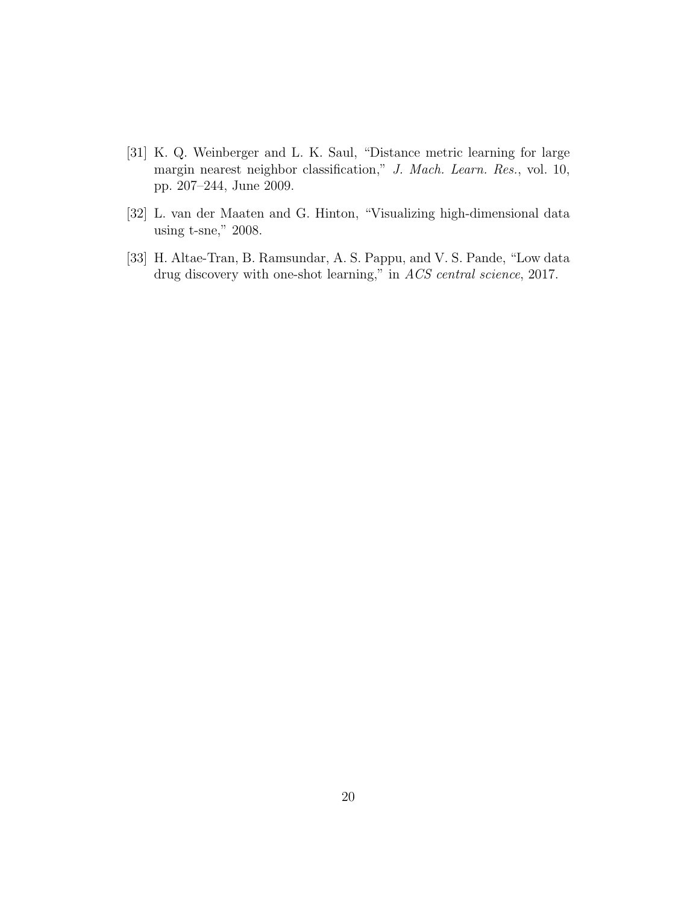[31] K. Q. Weinberger and L. K. Saul, "Distance metric learning for large margin nearest neighbor classification," *J. Mach. Learn. Res.*, vol. 10, pp. 207–244, June 2009.

[32] L. van der Maaten and G. Hinton, "Visualizing high-dimensional data using t-sne," 2008.

[33] H. Altae-Tran, B. Ramsundar, A. S. Pappu, and V. S. Pande, "Low data drug discovery with one-shot learning," in *ACS central science*, 2017.